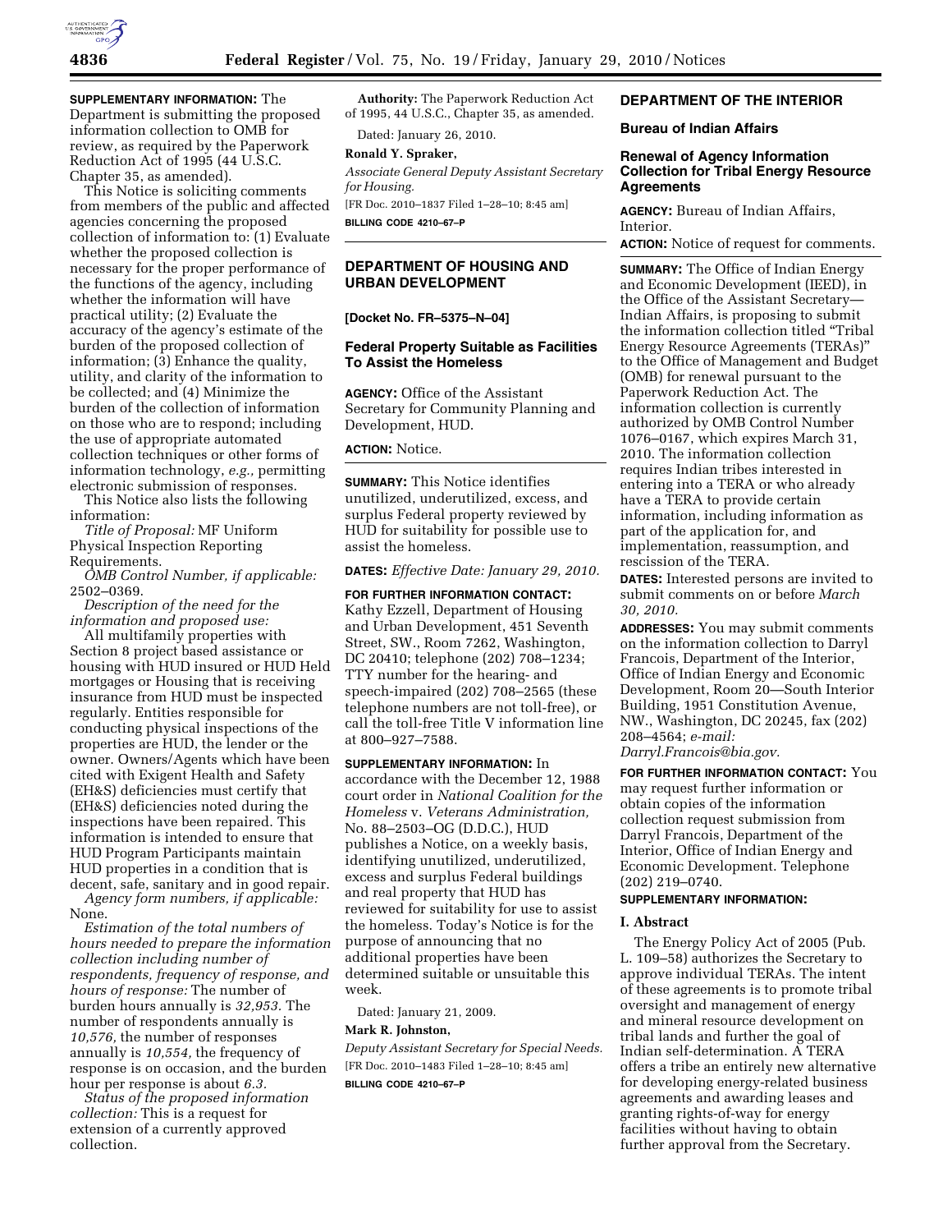**SUPPLEMENTARY INFORMATION:** The Department is submitting the proposed information collection to OMB for review, as required by the Paperwork Reduction Act of 1995 (44 U.S.C. Chapter 35, as amended).

This Notice is soliciting comments from members of the public and affected agencies concerning the proposed collection of information to: (1) Evaluate whether the proposed collection is necessary for the proper performance of the functions of the agency, including whether the information will have practical utility; (2) Evaluate the accuracy of the agency's estimate of the burden of the proposed collection of information; (3) Enhance the quality, utility, and clarity of the information to be collected; and (4) Minimize the burden of the collection of information on those who are to respond; including the use of appropriate automated collection techniques or other forms of information technology, *e.g.,* permitting electronic submission of responses.

This Notice also lists the following information:

*Title of Proposal:* MF Uniform Physical Inspection Reporting Requirements.

*OMB Control Number, if applicable:* 2502–0369.

*Description of the need for the information and proposed use:*

All multifamily properties with Section 8 project based assistance or housing with HUD insured or HUD Held mortgages or Housing that is receiving insurance from HUD must be inspected regularly. Entities responsible for conducting physical inspections of the properties are HUD, the lender or the owner. Owners/Agents which have been cited with Exigent Health and Safety (EH&S) deficiencies must certify that (EH&S) deficiencies noted during the inspections have been repaired. This information is intended to ensure that HUD Program Participants maintain HUD properties in a condition that is decent, safe, sanitary and in good repair.

*Agency form numbers, if applicable:* None.

*Estimation of the total numbers of hours needed to prepare the information collection including number of respondents, frequency of response, and hours of response:* The number of burden hours annually is *32,953.* The number of respondents annually is *10,576,* the number of responses annually is *10,554,* the frequency of response is on occasion, and the burden hour per response is about *6.3.*

*Status of the proposed information collection:* This is a request for extension of a currently approved collection.

**Authority:** The Paperwork Reduction Act of 1995, 44 U.S.C., Chapter 35, as amended.

Dated: January 26, 2010.

**Ronald Y. Spraker,**

*Associate General Deputy Assistant Secretary for Housing.*

[FR Doc. 2010–1837 Filed 1–28–10; 8:45 am]

**BILLING CODE 4210–67–P**

---

## DEPARTMENT OF HOUSING AND URBAN DEVELOPMENT

**[Docket No. FR–5375–N–04]**

### Federal Property Suitable as Facilities To Assist the Homeless

**AGENCY:** Office of the Assistant Secretary for Community Planning and Development, HUD.

**ACTION:** Notice.

**SUMMARY:** This Notice identifies unutilized, underutilized, excess, and surplus Federal property reviewed by HUD for suitability for possible use to assist the homeless.

**DATES:** *Effective Date: January 29, 2010.*

**FOR FURTHER INFORMATION CONTACT:** Kathy Ezzell, Department of Housing and Urban Development, 451 Seventh Street, SW., Room 7262, Washington, DC 20410; telephone (202) 708–1234; TTY number for the hearing- and speech-impaired (202) 708–2565 (these telephone numbers are not toll-free), or call the toll-free Title V information line at 800–927–7588.

**SUPPLEMENTARY INFORMATION:** In accordance with the December 12, 1988 court order in *National Coalition for the Homeless* v. *Veterans Administration,* No. 88–2503–OG (D.D.C.), HUD publishes a Notice, on a weekly basis, identifying unutilized, underutilized, excess and surplus Federal buildings and real property that HUD has reviewed for suitability for use to assist the homeless. Today's Notice is for the purpose of announcing that no additional properties have been determined suitable or unsuitable this week.

Dated: January 21, 2009.

**Mark R. Johnston,**

*Deputy Assistant Secretary for Special Needs.*

[FR Doc. 2010–1483 Filed 1–28–10; 8:45 am]

**BILLING CODE 4210–67–P**

---

## DEPARTMENT OF THE INTERIOR

### Bureau of Indian Affairs

### Renewal of Agency Information Collection for Tribal Energy Resource Agreements

**AGENCY:** Bureau of Indian Affairs, Interior.

**ACTION:** Notice of request for comments.

**SUMMARY:** The Office of Indian Energy and Economic Development (IEED), in the Office of the Assistant Secretary—Indian Affairs, is proposing to submit the information collection titled "Tribal Energy Resource Agreements (TERAs)" to the Office of Management and Budget (OMB) for renewal pursuant to the Paperwork Reduction Act. The information collection is currently authorized by OMB Control Number 1076–0167, which expires March 31, 2010. The information collection requires Indian tribes interested in entering into a TERA or who already have a TERA to provide certain information, including information as part of the application for, and implementation, reassumption, and rescission of the TERA.

**DATES:** Interested persons are invited to submit comments on or before *March 30, 2010.*

**ADDRESSES:** You may submit comments on the information collection to Darryl Francois, Department of the Interior, Office of Indian Energy and Economic Development, Room 20—South Interior Building, 1951 Constitution Avenue, NW., Washington, DC 20245, fax (202) 208–4564; *e-mail: Darryl.Francois@bia.gov.*

**FOR FURTHER INFORMATION CONTACT:** You may request further information or obtain copies of the information collection request submission from Darryl Francois, Department of the Interior, Office of Indian Energy and Economic Development. Telephone (202) 219–0740.

**SUPPLEMENTARY INFORMATION:**

#### I. Abstract

The Energy Policy Act of 2005 (Pub. L. 109–58) authorizes the Secretary to approve individual TERAs. The intent of these agreements is to promote tribal oversight and management of energy and mineral resource development on tribal lands and further the goal of Indian self-determination. A TERA offers a tribe an entirely new alternative for developing energy-related business agreements and awarding leases and granting rights-of-way for energy facilities without having to obtain further approval from the Secretary.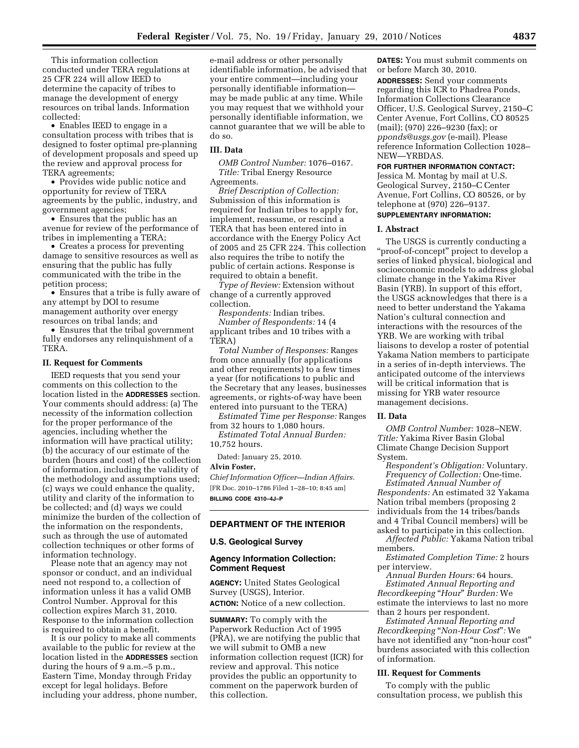This information collection conducted under TERA regulations at 25 CFR 224 will allow IEED to determine the capacity of tribes to manage the development of energy resources on tribal lands. Information collected:

- Enables IEED to engage in a consultation process with tribes that is designed to foster optimal pre-planning of development proposals and speed up the review and approval process for TERA agreements;
- Provides wide public notice and opportunity for review of TERA agreements by the public, industry, and government agencies;
- Ensures that the public has an avenue for review of the performance of tribes in implementing a TERA;
- Creates a process for preventing damage to sensitive resources as well as ensuring that the public has fully communicated with the tribe in the petition process;
- Ensures that a tribe is fully aware of any attempt by DOI to resume management authority over energy resources on tribal lands; and
- Ensures that the tribal government fully endorses any relinquishment of a TERA.

### II. Request for Comments

IEED requests that you send your comments on this collection to the location listed in the **ADDRESSES** section. Your comments should address: (a) The necessity of the information collection for the proper performance of the agencies, including whether the information will have practical utility; (b) the accuracy of our estimate of the burden (hours and cost) of the collection of information, including the validity of the methodology and assumptions used; (c) ways we could enhance the quality, utility and clarity of the information to be collected; and (d) ways we could minimize the burden of the collection of the information on the respondents, such as through the use of automated collection techniques or other forms of information technology.

Please note that an agency may not sponsor or conduct, and an individual need not respond to, a collection of information unless it has a valid OMB Control Number. Approval for this collection expires March 31, 2010. Response to the information collection is required to obtain a benefit.

It is our policy to make all comments available to the public for review at the location listed in the **ADDRESSES** section during the hours of 9 a.m.–5 p.m., Eastern Time, Monday through Friday except for legal holidays. Before including your address, phone number, e-mail address or other personally identifiable information, be advised that your entire comment—including your personally identifiable information—may be made public at any time. While you may request that we withhold your personally identifiable information, we cannot guarantee that we will be able to do so.

### III. Data

*OMB Control Number:* 1076–0167.

*Title:* Tribal Energy Resource Agreements.

*Brief Description of Collection:* Submission of this information is required for Indian tribes to apply for, implement, reassume, or rescind a TERA that has been entered into in accordance with the Energy Policy Act of 2005 and 25 CFR 224. This collection also requires the tribe to notify the public of certain actions. Response is required to obtain a benefit.

*Type of Review:* Extension without change of a currently approved collection.

*Respondents:* Indian tribes.

*Number of Respondents:* 14 (4 applicant tribes and 10 tribes with a TERA)

*Total Number of Responses:* Ranges from once annually (for applications and other requirements) to a few times a year (for notifications to public and the Secretary that any leases, businesses agreements, or rights-of-way have been entered into pursuant to the TERA)

*Estimated Time per Response:* Ranges from 32 hours to 1,080 hours.

*Estimated Total Annual Burden:* 10,752 hours.

Dated: January 25, 2010.

**Alvin Foster,**

*Chief Information Officer—Indian Affairs.*

[FR Doc. 2010–1786 Filed 1–28–10; 8:45 am]

**BILLING CODE 4310–4J–P**

## DEPARTMENT OF THE INTERIOR

### U.S. Geological Survey

### Agency Information Collection: Comment Request

**AGENCY:** United States Geological Survey (USGS), Interior.

**ACTION:** Notice of a new collection.

**SUMMARY:** To comply with the Paperwork Reduction Act of 1995 (PRA), we are notifying the public that we will submit to OMB a new information collection request (ICR) for review and approval. This notice provides the public an opportunity to comment on the paperwork burden of this collection.

**DATES:** You must submit comments on or before March 30, 2010.

**ADDRESSES:** Send your comments regarding this ICR to Phadrea Ponds, Information Collections Clearance Officer, U.S. Geological Survey, 2150–C Center Avenue, Fort Collins, CO 80525 (mail); (970) 226–9230 (fax); or *pponds@usgs.gov* (e-mail). Please reference Information Collection 1028–NEW—YRBDAS.

**FOR FURTHER INFORMATION CONTACT:** Jessica M. Montag by mail at U.S. Geological Survey, 2150–C Center Avenue, Fort Collins, CO 80526, or by telephone at (970) 226–9137.

**SUPPLEMENTARY INFORMATION:**

### I. Abstract

The USGS is currently conducting a "proof-of-concept" project to develop a series of linked physical, biological and socioeconomic models to address global climate change in the Yakima River Basin (YRB). In support of this effort, the USGS acknowledges that there is a need to better understand the Yakama Nation's cultural connection and interactions with the resources of the YRB. We are working with tribal liaisons to develop a roster of potential Yakama Nation members to participate in a series of in-depth interviews. The anticipated outcome of the interviews will be critical information that is missing for YRB water resource management decisions.

### II. Data

*OMB Control Number:* 1028–NEW.

*Title:* Yakima River Basin Global Climate Change Decision Support System.

*Respondent's Obligation:* Voluntary.

*Frequency of Collection:* One-time.

*Estimated Annual Number of Respondents:* An estimated 32 Yakama Nation tribal members (proposing 2 individuals from the 14 tribes/bands and 4 Tribal Council members) will be asked to participate in this collection.

*Affected Public:* Yakama Nation tribal members.

*Estimated Completion Time:* 2 hours per interview.

*Annual Burden Hours:* 64 hours.

*Estimated Annual Reporting and Recordkeeping "Hour" Burden:* We estimate the interviews to last no more than 2 hours per respondent.

*Estimated Annual Reporting and Recordkeeping "Non-Hour Cost":* We have not identified any "non-hour cost" burdens associated with this collection of information.

### III. Request for Comments

To comply with the public consultation process, we publish this